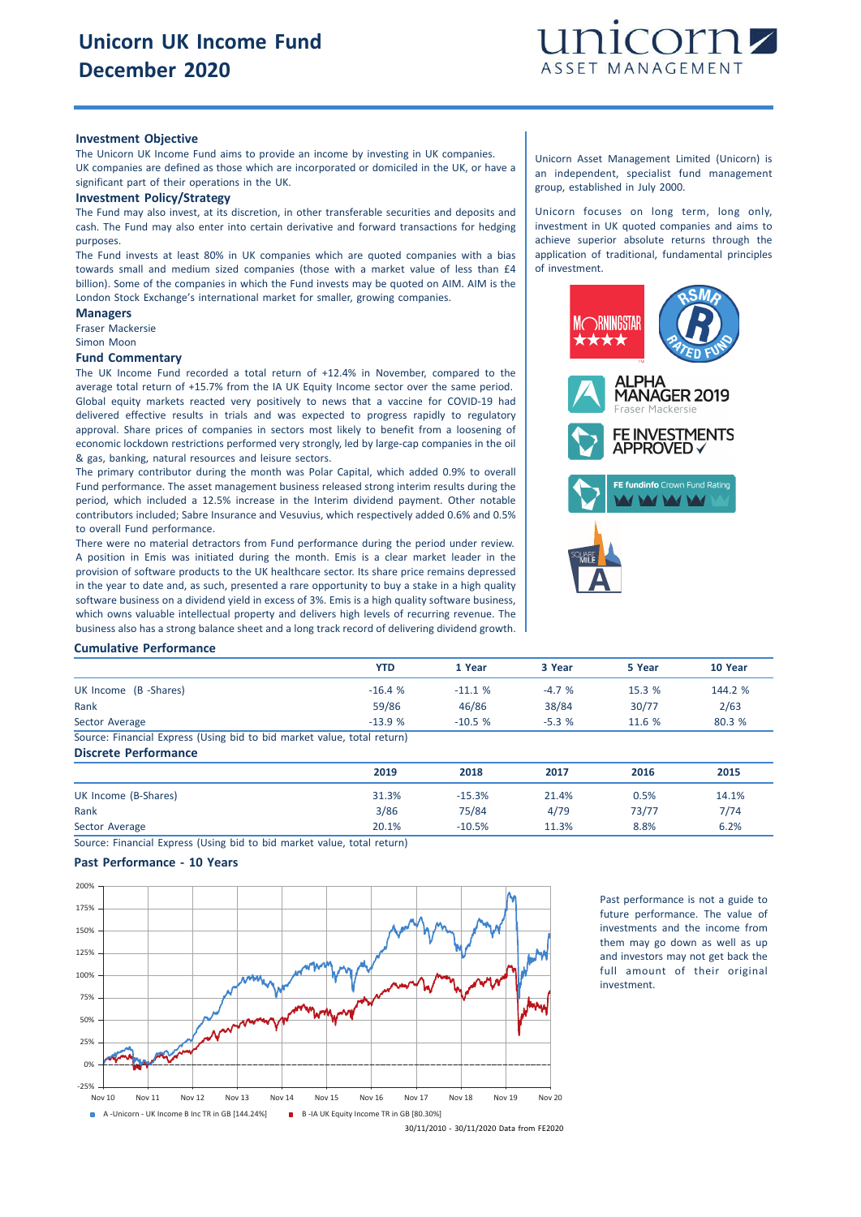# Unicorn UK Income Fund
# December 2020

## Investment Objective

The Unicorn UK Income Fund aims to provide an income by investing in UK companies.
UK companies are defined as those which are incorporated or domiciled in the UK, or have a significant part of their operations in the UK.

## Investment Policy/Strategy

The Fund may also invest, at its discretion, in other transferable securities and deposits and cash. The Fund may also enter into certain derivative and forward transactions for hedging purposes.

The Fund invests at least 80% in UK companies which are quoted companies with a bias towards small and medium sized companies (those with a market value of less than £4 billion). Some of the companies in which the Fund invests may be quoted on AIM. AIM is the London Stock Exchange's international market for smaller, growing companies.

## Managers

Fraser Mackersie
Simon Moon

## Fund Commentary

The UK Income Fund recorded a total return of +12.4% in November, compared to the average total return of +15.7% from the IA UK Equity Income sector over the same period. Global equity markets reacted very positively to news that a vaccine for COVID-19 had delivered effective results in trials and was expected to progress rapidly to regulatory approval. Share prices of companies in sectors most likely to benefit from a loosening of economic lockdown restrictions performed very strongly, led by large-cap companies in the oil & gas, banking, natural resources and leisure sectors.

The primary contributor during the month was Polar Capital, which added 0.9% to overall Fund performance. The asset management business released strong interim results during the period, which included a 12.5% increase in the Interim dividend payment. Other notable contributors included; Sabre Insurance and Vesuvius, which respectively added 0.6% and 0.5% to overall Fund performance.

There were no material detractors from Fund performance during the period under review. A position in Emis was initiated during the month. Emis is a clear market leader in the provision of software products to the UK healthcare sector. Its share price remains depressed in the year to date and, as such, presented a rare opportunity to buy a stake in a high quality software business on a dividend yield in excess of 3%. Emis is a high quality software business, which owns valuable intellectual property and delivers high levels of recurring revenue. The business also has a strong balance sheet and a long track record of delivering dividend growth.

Unicorn Asset Management Limited (Unicorn) is an independent, specialist fund management group, established in July 2000.

Unicorn focuses on long term, long only, investment in UK quoted companies and aims to achieve superior absolute returns through the application of traditional, fundamental principles of investment.

ALPHA MANAGER 2019
Fraser Mackersie

FE INVESTMENTS APPROVED

FE fundinfo Crown Fund Rating

## Cumulative Performance

| | YTD | 1 Year | 3 Year | 5 Year | 10 Year |
|---|---|---|---|---|---|
| UK Income (B -Shares) | -16.4 % | -11.1 % | -4.7 % | 15.3 % | 144.2 % |
| Rank | 59/86 | 46/86 | 38/84 | 30/77 | 2/63 |
| Sector Average | -13.9 % | -10.5 % | -5.3 % | 11.6 % | 80.3 % |

Source: Financial Express (Using bid to bid market value, total return)

## Discrete Performance

| | 2019 | 2018 | 2017 | 2016 | 2015 |
|---|---|---|---|---|---|
| UK Income (B-Shares) | 31.3% | -15.3% | 21.4% | 0.5% | 14.1% |
| Rank | 3/86 | 75/84 | 4/79 | 73/77 | 7/74 |
| Sector Average | 20.1% | -10.5% | 11.3% | 8.8% | 6.2% |

Source: Financial Express (Using bid to bid market value, total return)

## Past Performance - 10 Years

A -Unicorn - UK Income B Inc TR in GB [144.24%]
B -IA UK Equity Income TR in GB [80.30%]

30/11/2010 - 30/11/2020 Data from FE2020

Past performance is not a guide to future performance. The value of investments and the income from them may go down as well as up and investors may not get back the full amount of their original investment.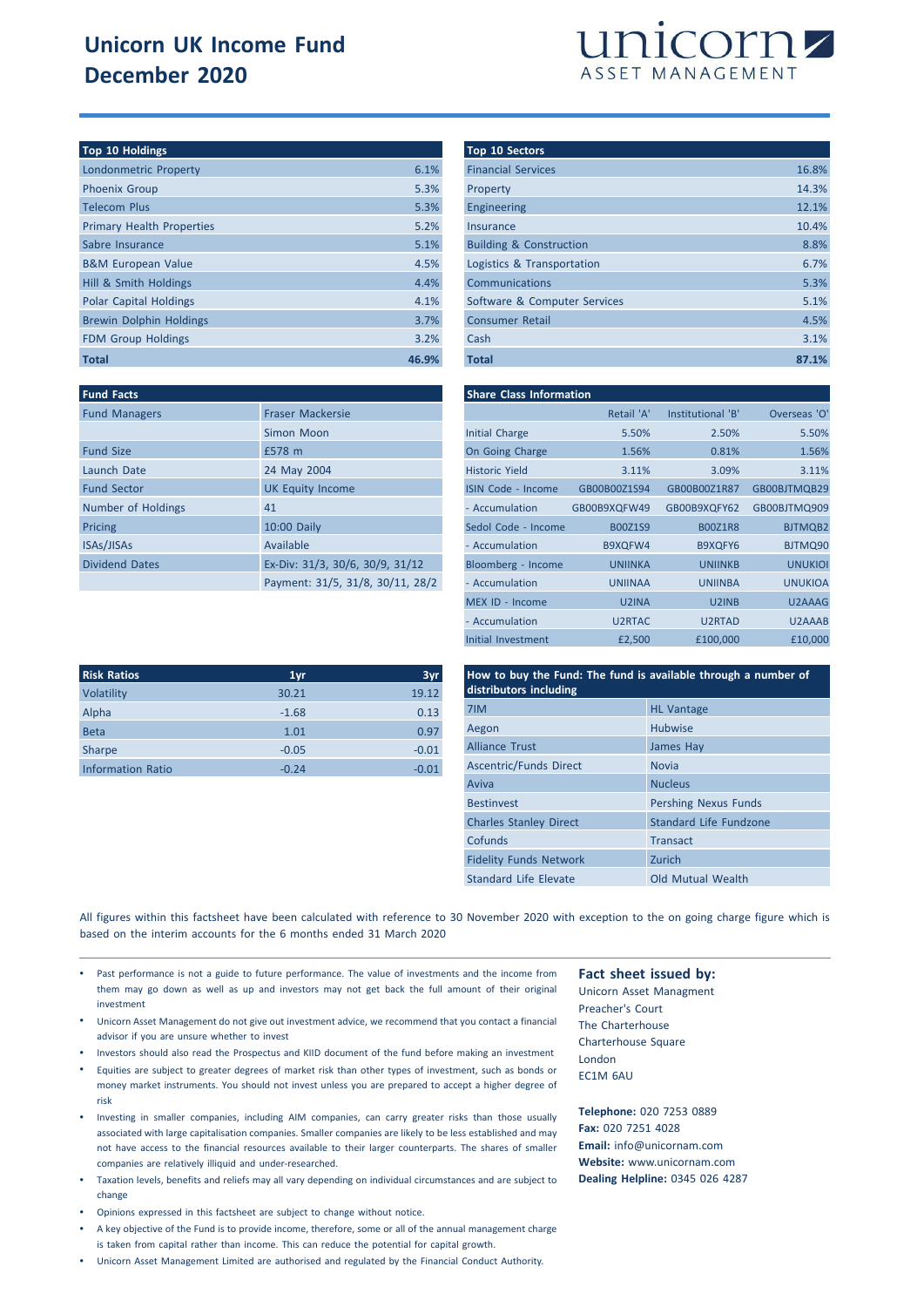# Unicorn UK Income Fund
## December 2020

| Top 10 Holdings | |
|---|---|
| Londonmetric Property | 6.1% |
| Phoenix Group | 5.3% |
| Telecom Plus | 5.3% |
| Primary Health Properties | 5.2% |
| Sabre Insurance | 5.1% |
| B&M European Value | 4.5% |
| Hill & Smith Holdings | 4.4% |
| Polar Capital Holdings | 4.1% |
| Brewin Dolphin Holdings | 3.7% |
| FDM Group Holdings | 3.2% |
| **Total** | **46.9%** |

| Top 10 Sectors | |
|---|---|
| Financial Services | 16.8% |
| Property | 14.3% |
| Engineering | 12.1% |
| Insurance | 10.4% |
| Building & Construction | 8.8% |
| Logistics & Transportation | 6.7% |
| Communications | 5.3% |
| Software & Computer Services | 5.1% |
| Consumer Retail | 4.5% |
| Cash | 3.1% |
| **Total** | **87.1%** |

| Fund Facts | |
|---|---|
| Fund Managers | Fraser Mackersie |
| | Simon Moon |
| Fund Size | £578 m |
| Launch Date | 24 May 2004 |
| Fund Sector | UK Equity Income |
| Number of Holdings | 41 |
| Pricing | 10:00 Daily |
| ISAs/JISAs | Available |
| Dividend Dates | Ex-Div: 31/3, 30/6, 30/9, 31/12 |
| | Payment: 31/5, 31/8, 30/11, 28/2 |

| Share Class Information | Retail 'A' | Institutional 'B' | Overseas 'O' |
|---|---|---|---|
| Initial Charge | 5.50% | 2.50% | 5.50% |
| On Going Charge | 1.56% | 0.81% | 1.56% |
| Historic Yield | 3.11% | 3.09% | 3.11% |
| ISIN Code - Income | GB00B00Z1S94 | GB00B00Z1R87 | GB00BJTMQB29 |
| - Accumulation | GB00B9XQFW49 | GB00B9XQFY62 | GB00BJTMQ909 |
| Sedol Code - Income | B00Z1S9 | B00Z1R8 | BJTMQB2 |
| - Accumulation | B9XQFW4 | B9XQFY6 | BJTMQ90 |
| Bloomberg - Income | UNIINKA | UNIINKB | UNUKIOI |
| - Accumulation | UNIINAA | UNIINBA | UNUKIOA |
| MEX ID - Income | U2INA | U2INB | U2AAAG |
| - Accumulation | U2RTAC | U2RTAD | U2AAAB |
| Initial Investment | £2,500 | £100,000 | £10,000 |

| Risk Ratios | 1yr | 3yr |
|---|---|---|
| Volatility | 30.21 | 19.12 |
| Alpha | -1.68 | 0.13 |
| Beta | 1.01 | 0.97 |
| Sharpe | -0.05 | -0.01 |
| Information Ratio | -0.24 | -0.01 |

| How to buy the Fund: The fund is available through a number of distributors including | |
|---|---|
| 7IM | HL Vantage |
| Aegon | Hubwise |
| Alliance Trust | James Hay |
| Ascentric/Funds Direct | Novia |
| Aviva | Nucleus |
| Bestinvest | Pershing Nexus Funds |
| Charles Stanley Direct | Standard Life Fundzone |
| Cofunds | Transact |
| Fidelity Funds Network | Zurich |
| Standard Life Elevate | Old Mutual Wealth |

All figures within this factsheet have been calculated with reference to 30 November 2020 with exception to the on going charge figure which is based on the interim accounts for the 6 months ended 31 March 2020

- Past performance is not a guide to future performance. The value of investments and the income from them may go down as well as up and investors may not get back the full amount of their original investment
- Unicorn Asset Management do not give out investment advice, we recommend that you contact a financial advisor if you are unsure whether to invest
- Investors should also read the Prospectus and KIID document of the fund before making an investment
- Equities are subject to greater degrees of market risk than other types of investment, such as bonds or money market instruments. You should not invest unless you are prepared to accept a higher degree of risk
- Investing in smaller companies, including AIM companies, can carry greater risks than those usually associated with large capitalisation companies. Smaller companies are likely to be less established and may not have access to the financial resources available to their larger counterparts. The shares of smaller companies are relatively illiquid and under-researched.
- Taxation levels, benefits and reliefs may all vary depending on individual circumstances and are subject to change
- Opinions expressed in this factsheet are subject to change without notice.
- A key objective of the Fund is to provide income, therefore, some or all of the annual management charge is taken from capital rather than income. This can reduce the potential for capital growth.
- Unicorn Asset Management Limited are authorised and regulated by the Financial Conduct Authority.

**Fact sheet issued by:**

Unicorn Asset Managment
Preacher's Court
The Charterhouse
Charterhouse Square
London
EC1M 6AU

**Telephone:** 020 7253 0889
**Fax:** 020 7251 4028
**Email:** info@unicornam.com
**Website:** www.unicornam.com
**Dealing Helpline:** 0345 026 4287